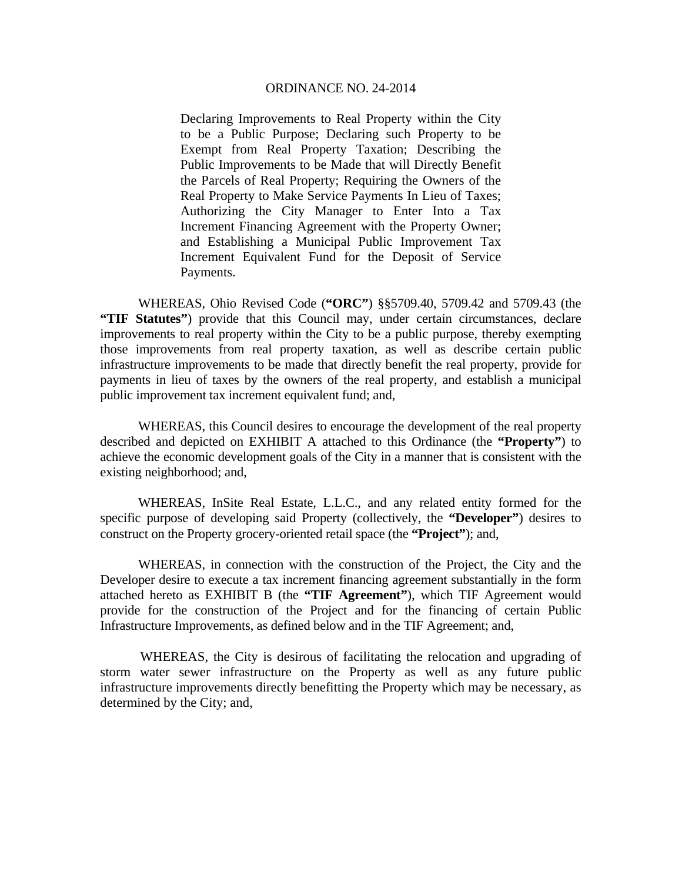# ORDINANCE NO. 24-2014

Declaring Improvements to Real Property within the City to be a Public Purpose; Declaring such Property to be Exempt from Real Property Taxation; Describing the Public Improvements to be Made that will Directly Benefit the Parcels of Real Property; Requiring the Owners of the Real Property to Make Service Payments In Lieu of Taxes; Authorizing the City Manager to Enter Into a Tax Increment Financing Agreement with the Property Owner; and Establishing a Municipal Public Improvement Tax Increment Equivalent Fund for the Deposit of Service Payments.

WHEREAS, Ohio Revised Code (**"ORC"**) §§5709.40, 5709.42 and 5709.43 (the **"TIF Statutes"**) provide that this Council may, under certain circumstances, declare improvements to real property within the City to be a public purpose, thereby exempting those improvements from real property taxation, as well as describe certain public infrastructure improvements to be made that directly benefit the real property, provide for payments in lieu of taxes by the owners of the real property, and establish a municipal public improvement tax increment equivalent fund; and,

WHEREAS, this Council desires to encourage the development of the real property described and depicted on EXHIBIT A attached to this Ordinance (the **"Property"**) to achieve the economic development goals of the City in a manner that is consistent with the existing neighborhood; and,

WHEREAS, InSite Real Estate, L.L.C., and any related entity formed for the specific purpose of developing said Property (collectively, the **"Developer"**) desires to construct on the Property grocery-oriented retail space (the **"Project"**); and,

WHEREAS, in connection with the construction of the Project, the City and the Developer desire to execute a tax increment financing agreement substantially in the form attached hereto as EXHIBIT B (the **"TIF Agreement"**), which TIF Agreement would provide for the construction of the Project and for the financing of certain Public Infrastructure Improvements, as defined below and in the TIF Agreement; and,

WHEREAS, the City is desirous of facilitating the relocation and upgrading of storm water sewer infrastructure on the Property as well as any future public infrastructure improvements directly benefitting the Property which may be necessary, as determined by the City; and,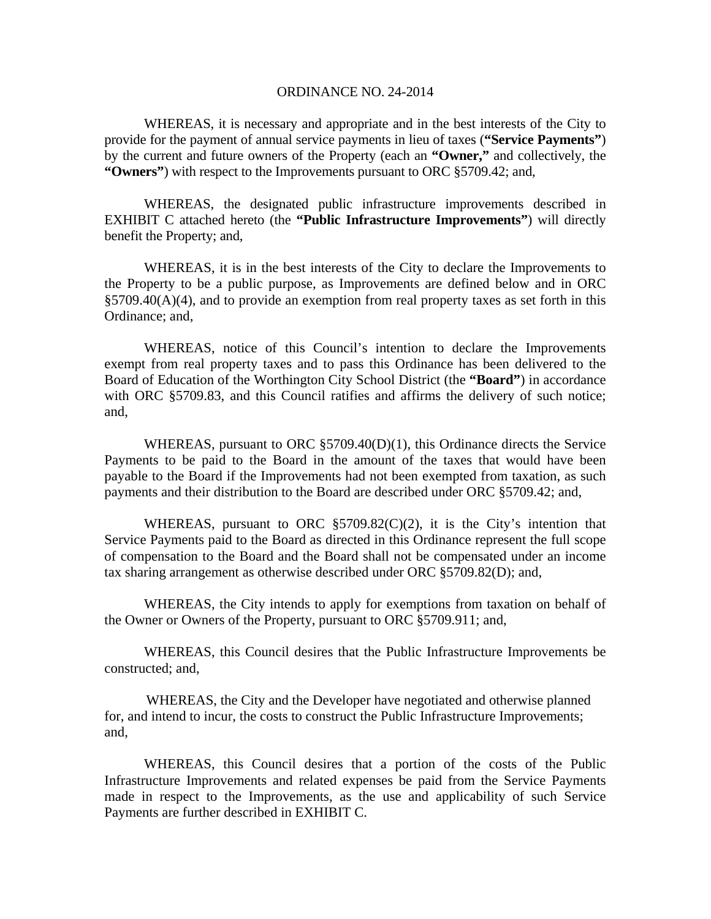ORDINANCE NO. 24-2014

WHEREAS, it is necessary and appropriate and in the best interests of the City to provide for the payment of annual service payments in lieu of taxes (**"Service Payments"**) by the current and future owners of the Property (each an **"Owner,"** and collectively, the **"Owners"**) with respect to the Improvements pursuant to ORC §5709.42; and,

WHEREAS, the designated public infrastructure improvements described in EXHIBIT C attached hereto (the **"Public Infrastructure Improvements"**) will directly benefit the Property; and,

WHEREAS, it is in the best interests of the City to declare the Improvements to the Property to be a public purpose, as Improvements are defined below and in ORC §5709.40(A)(4), and to provide an exemption from real property taxes as set forth in this Ordinance; and,

WHEREAS, notice of this Council's intention to declare the Improvements exempt from real property taxes and to pass this Ordinance has been delivered to the Board of Education of the Worthington City School District (the **"Board"**) in accordance with ORC §5709.83, and this Council ratifies and affirms the delivery of such notice; and,

WHEREAS, pursuant to ORC §5709.40(D)(1), this Ordinance directs the Service Payments to be paid to the Board in the amount of the taxes that would have been payable to the Board if the Improvements had not been exempted from taxation, as such payments and their distribution to the Board are described under ORC §5709.42; and,

WHEREAS, pursuant to ORC §5709.82(C)(2), it is the City's intention that Service Payments paid to the Board as directed in this Ordinance represent the full scope of compensation to the Board and the Board shall not be compensated under an income tax sharing arrangement as otherwise described under ORC §5709.82(D); and,

WHEREAS, the City intends to apply for exemptions from taxation on behalf of the Owner or Owners of the Property, pursuant to ORC §5709.911; and,

WHEREAS, this Council desires that the Public Infrastructure Improvements be constructed; and,

WHEREAS, the City and the Developer have negotiated and otherwise planned for, and intend to incur, the costs to construct the Public Infrastructure Improvements; and,

WHEREAS, this Council desires that a portion of the costs of the Public Infrastructure Improvements and related expenses be paid from the Service Payments made in respect to the Improvements, as the use and applicability of such Service Payments are further described in EXHIBIT C.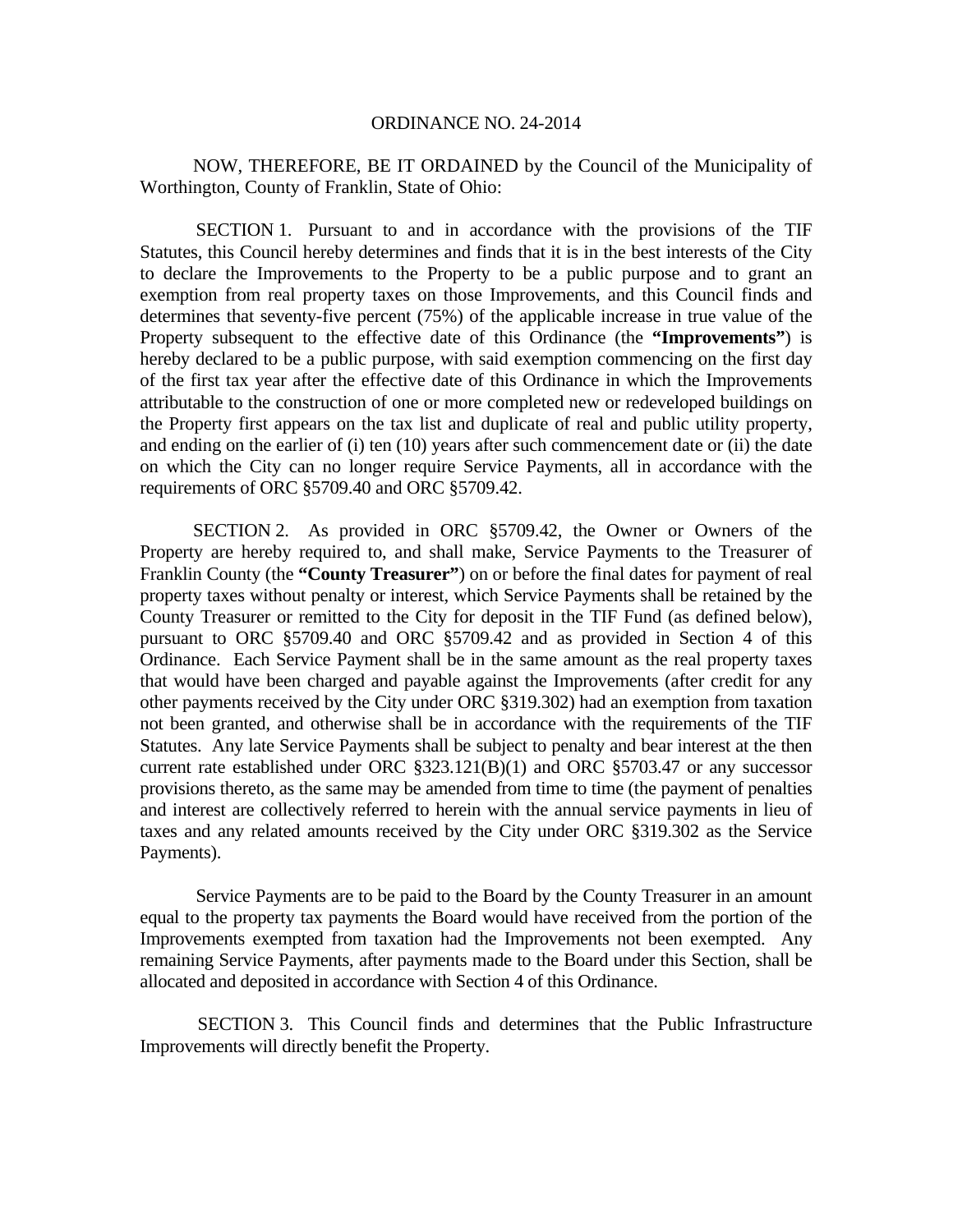ORDINANCE NO. 24-2014

NOW, THEREFORE, BE IT ORDAINED by the Council of the Municipality of Worthington, County of Franklin, State of Ohio:

SECTION 1. Pursuant to and in accordance with the provisions of the TIF Statutes, this Council hereby determines and finds that it is in the best interests of the City to declare the Improvements to the Property to be a public purpose and to grant an exemption from real property taxes on those Improvements, and this Council finds and determines that seventy-five percent (75%) of the applicable increase in true value of the Property subsequent to the effective date of this Ordinance (the **"Improvements"**) is hereby declared to be a public purpose, with said exemption commencing on the first day of the first tax year after the effective date of this Ordinance in which the Improvements attributable to the construction of one or more completed new or redeveloped buildings on the Property first appears on the tax list and duplicate of real and public utility property, and ending on the earlier of (i) ten (10) years after such commencement date or (ii) the date on which the City can no longer require Service Payments, all in accordance with the requirements of ORC §5709.40 and ORC §5709.42.

SECTION 2. As provided in ORC §5709.42, the Owner or Owners of the Property are hereby required to, and shall make, Service Payments to the Treasurer of Franklin County (the **"County Treasurer"**) on or before the final dates for payment of real property taxes without penalty or interest, which Service Payments shall be retained by the County Treasurer or remitted to the City for deposit in the TIF Fund (as defined below), pursuant to ORC §5709.40 and ORC §5709.42 and as provided in Section 4 of this Ordinance. Each Service Payment shall be in the same amount as the real property taxes that would have been charged and payable against the Improvements (after credit for any other payments received by the City under ORC §319.302) had an exemption from taxation not been granted, and otherwise shall be in accordance with the requirements of the TIF Statutes. Any late Service Payments shall be subject to penalty and bear interest at the then current rate established under ORC §323.121(B)(1) and ORC §5703.47 or any successor provisions thereto, as the same may be amended from time to time (the payment of penalties and interest are collectively referred to herein with the annual service payments in lieu of taxes and any related amounts received by the City under ORC §319.302 as the Service Payments).

Service Payments are to be paid to the Board by the County Treasurer in an amount equal to the property tax payments the Board would have received from the portion of the Improvements exempted from taxation had the Improvements not been exempted. Any remaining Service Payments, after payments made to the Board under this Section, shall be allocated and deposited in accordance with Section 4 of this Ordinance.

SECTION 3. This Council finds and determines that the Public Infrastructure Improvements will directly benefit the Property.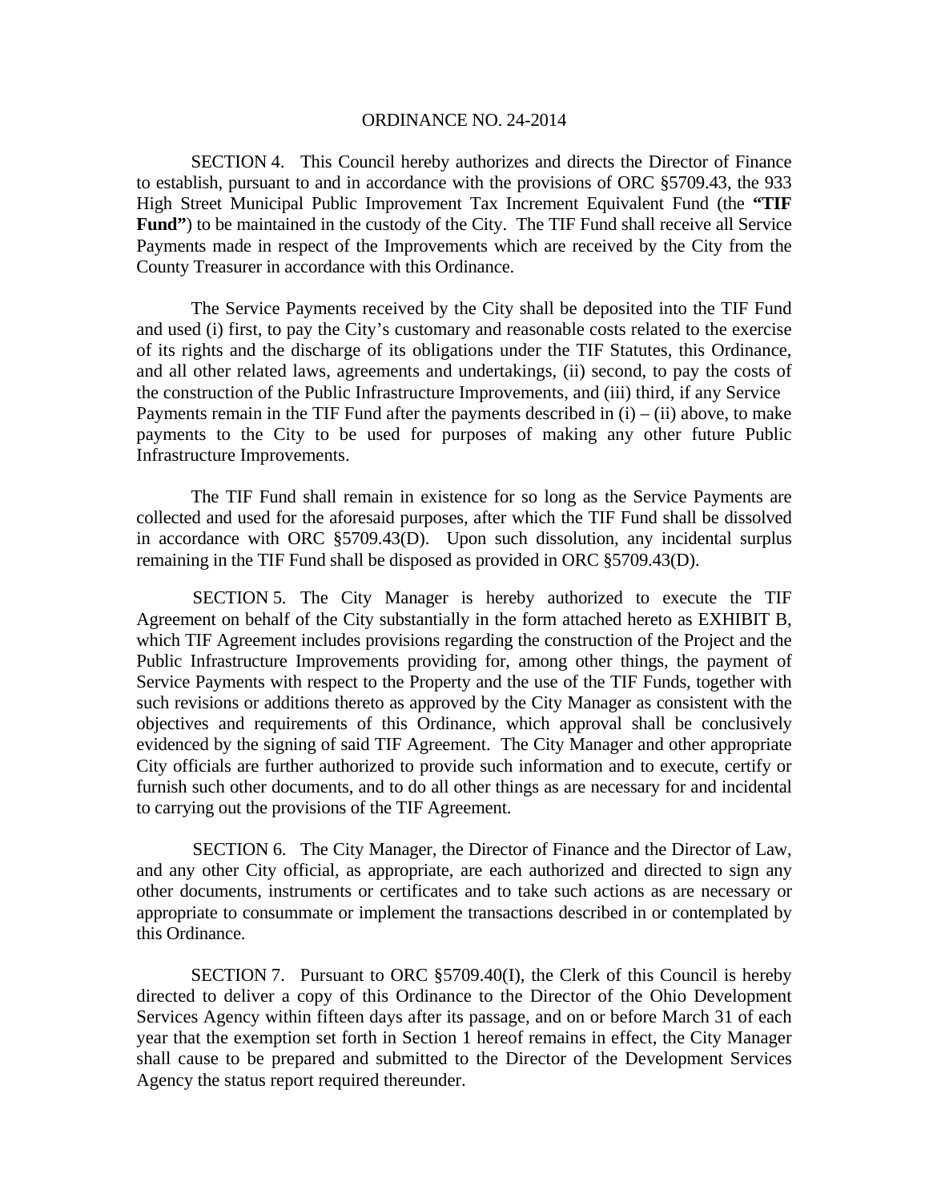ORDINANCE NO. 24-2014

SECTION 4. This Council hereby authorizes and directs the Director of Finance to establish, pursuant to and in accordance with the provisions of ORC §5709.43, the 933 High Street Municipal Public Improvement Tax Increment Equivalent Fund (the **"TIF Fund"**) to be maintained in the custody of the City. The TIF Fund shall receive all Service Payments made in respect of the Improvements which are received by the City from the County Treasurer in accordance with this Ordinance.

The Service Payments received by the City shall be deposited into the TIF Fund and used (i) first, to pay the City's customary and reasonable costs related to the exercise of its rights and the discharge of its obligations under the TIF Statutes, this Ordinance, and all other related laws, agreements and undertakings, (ii) second, to pay the costs of the construction of the Public Infrastructure Improvements, and (iii) third, if any Service Payments remain in the TIF Fund after the payments described in (i) – (ii) above, to make payments to the City to be used for purposes of making any other future Public Infrastructure Improvements.

The TIF Fund shall remain in existence for so long as the Service Payments are collected and used for the aforesaid purposes, after which the TIF Fund shall be dissolved in accordance with ORC §5709.43(D). Upon such dissolution, any incidental surplus remaining in the TIF Fund shall be disposed as provided in ORC §5709.43(D).

SECTION 5. The City Manager is hereby authorized to execute the TIF Agreement on behalf of the City substantially in the form attached hereto as EXHIBIT B, which TIF Agreement includes provisions regarding the construction of the Project and the Public Infrastructure Improvements providing for, among other things, the payment of Service Payments with respect to the Property and the use of the TIF Funds, together with such revisions or additions thereto as approved by the City Manager as consistent with the objectives and requirements of this Ordinance, which approval shall be conclusively evidenced by the signing of said TIF Agreement. The City Manager and other appropriate City officials are further authorized to provide such information and to execute, certify or furnish such other documents, and to do all other things as are necessary for and incidental to carrying out the provisions of the TIF Agreement.

SECTION 6. The City Manager, the Director of Finance and the Director of Law, and any other City official, as appropriate, are each authorized and directed to sign any other documents, instruments or certificates and to take such actions as are necessary or appropriate to consummate or implement the transactions described in or contemplated by this Ordinance.

SECTION 7. Pursuant to ORC §5709.40(I), the Clerk of this Council is hereby directed to deliver a copy of this Ordinance to the Director of the Ohio Development Services Agency within fifteen days after its passage, and on or before March 31 of each year that the exemption set forth in Section 1 hereof remains in effect, the City Manager shall cause to be prepared and submitted to the Director of the Development Services Agency the status report required thereunder.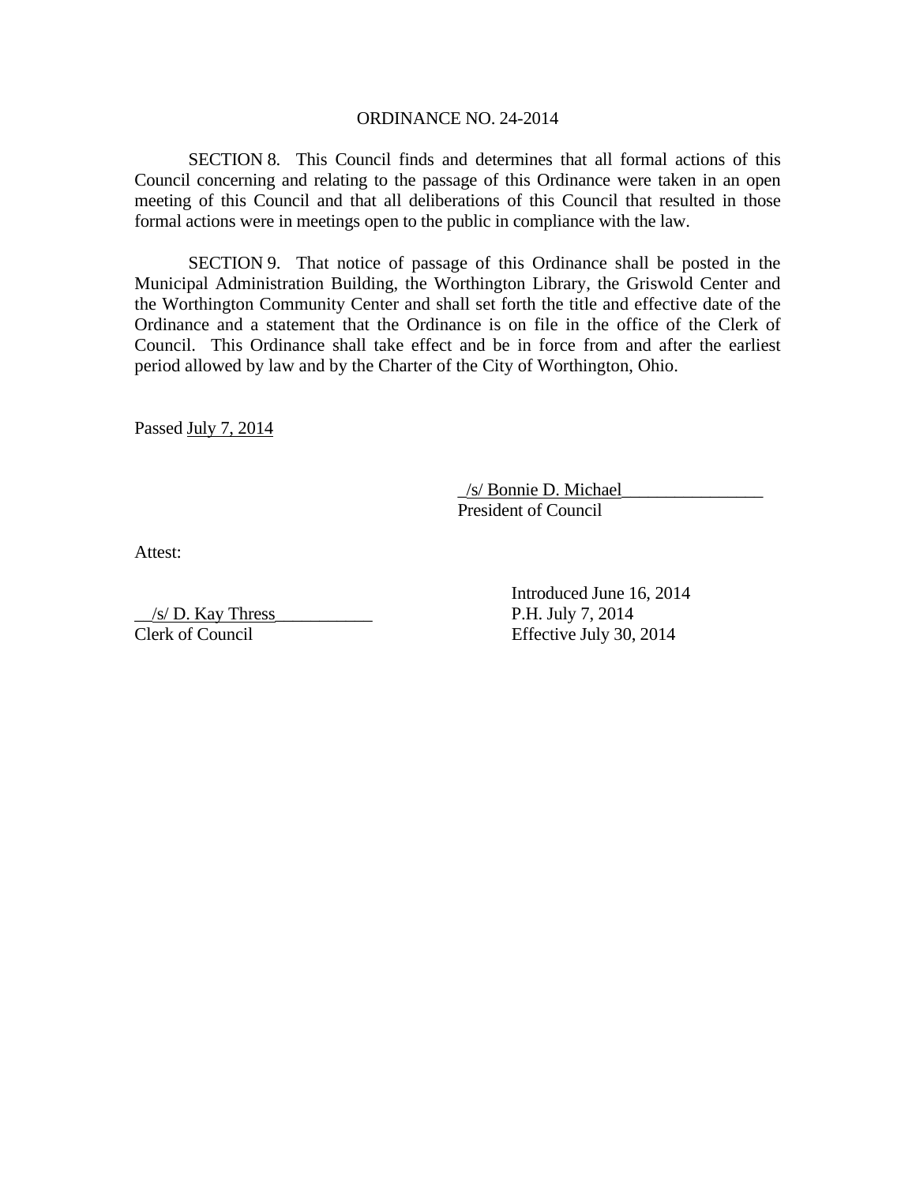ORDINANCE NO. 24-2014

SECTION 8. This Council finds and determines that all formal actions of this Council concerning and relating to the passage of this Ordinance were taken in an open meeting of this Council and that all deliberations of this Council that resulted in those formal actions were in meetings open to the public in compliance with the law.

SECTION 9. That notice of passage of this Ordinance shall be posted in the Municipal Administration Building, the Worthington Library, the Griswold Center and the Worthington Community Center and shall set forth the title and effective date of the Ordinance and a statement that the Ordinance is on file in the office of the Clerk of Council. This Ordinance shall take effect and be in force from and after the earliest period allowed by law and by the Charter of the City of Worthington, Ohio.

Passed July 7, 2014

_/s/ Bonnie D. Michael________________
President of Council

Attest:

__/s/ D. Kay Thress___________
Clerk of Council

Introduced June 16, 2014
P.H. July 7, 2014
Effective July 30, 2014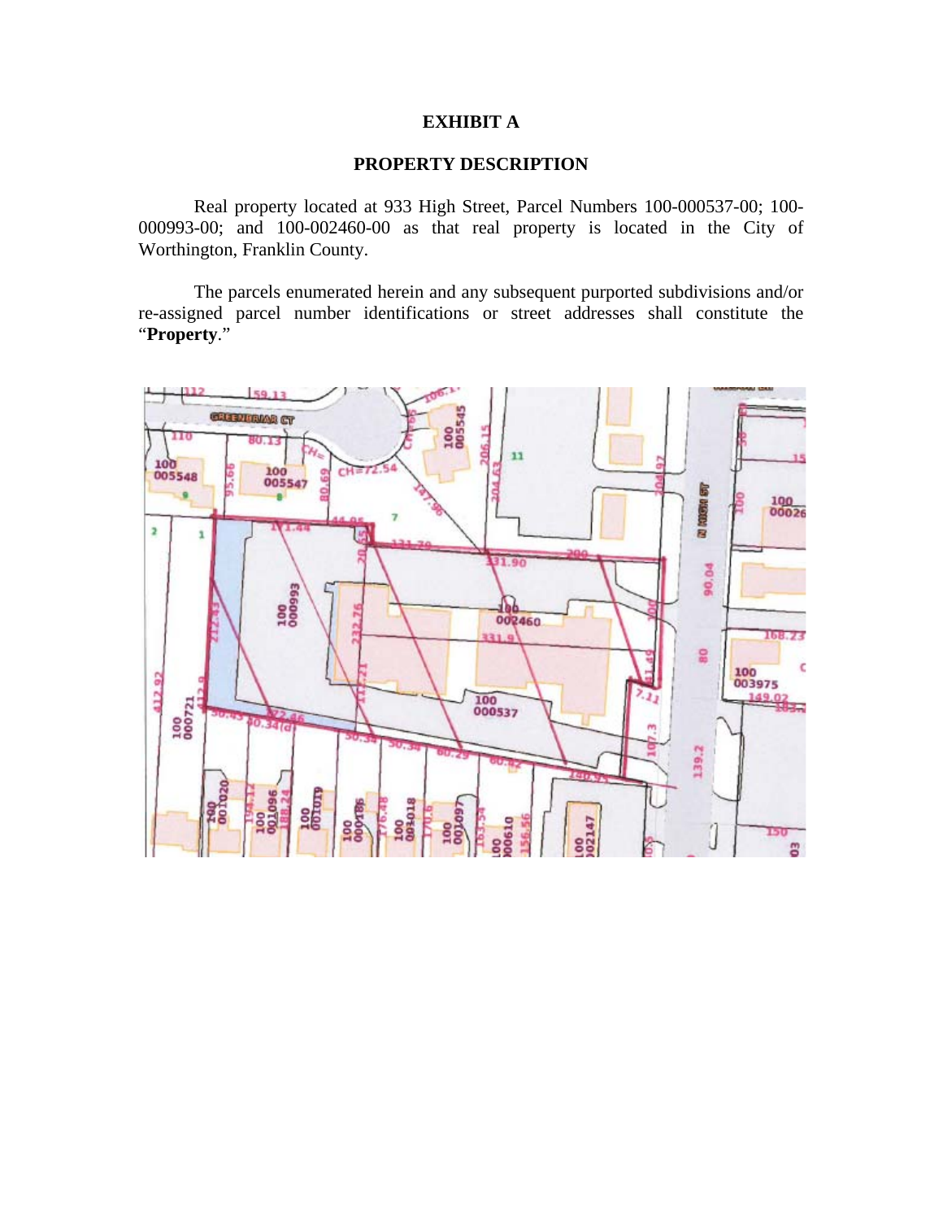# EXHIBIT A

## PROPERTY DESCRIPTION

Real property located at 933 High Street, Parcel Numbers 100-000537-00; 100-000993-00; and 100-002460-00 as that real property is located in the City of Worthington, Franklin County.

The parcels enumerated herein and any subsequent purported subdivisions and/or re-assigned parcel number identifications or street addresses shall constitute the "**Property**."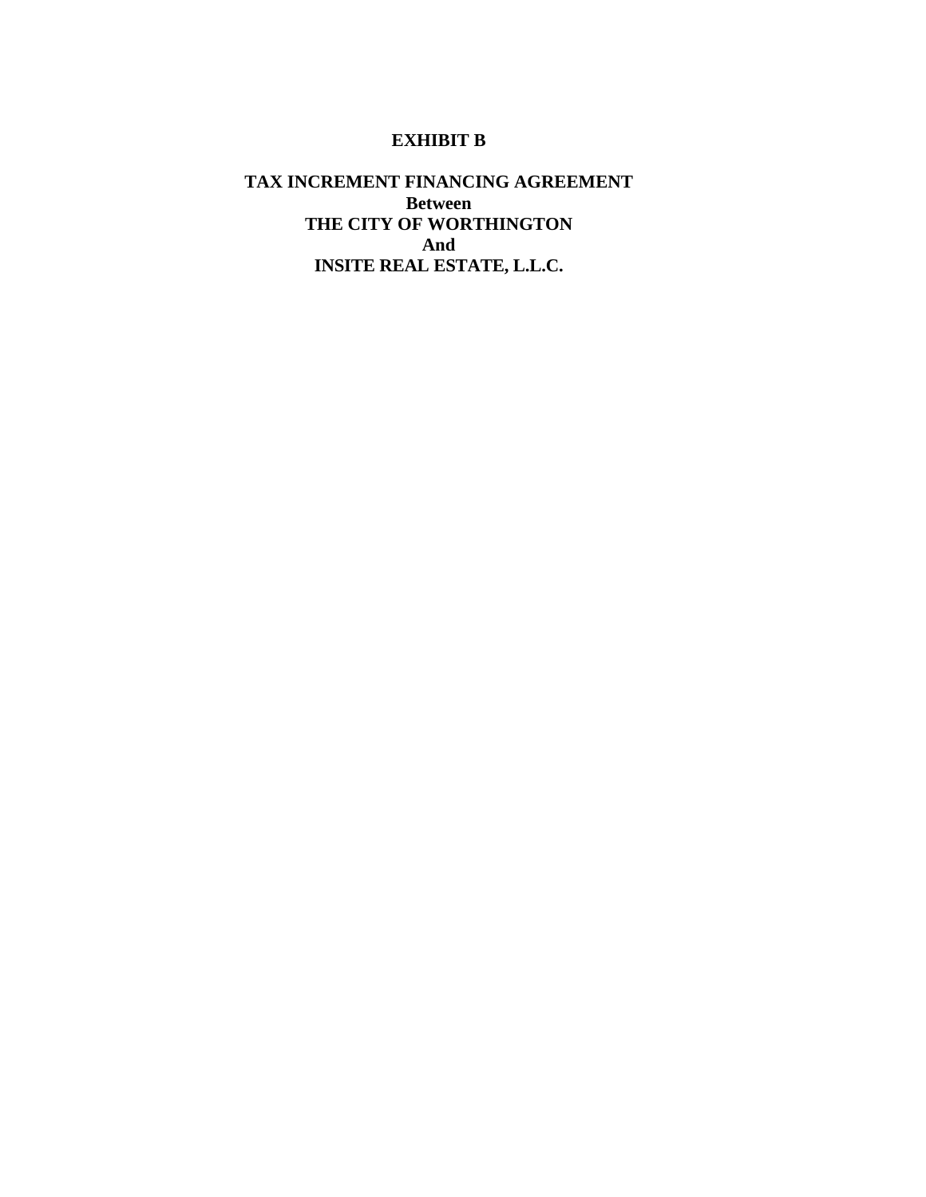**EXHIBIT B**

**TAX INCREMENT FINANCING AGREEMENT**
**Between**
**THE CITY OF WORTHINGTON**
**And**
**INSITE REAL ESTATE, L.L.C.**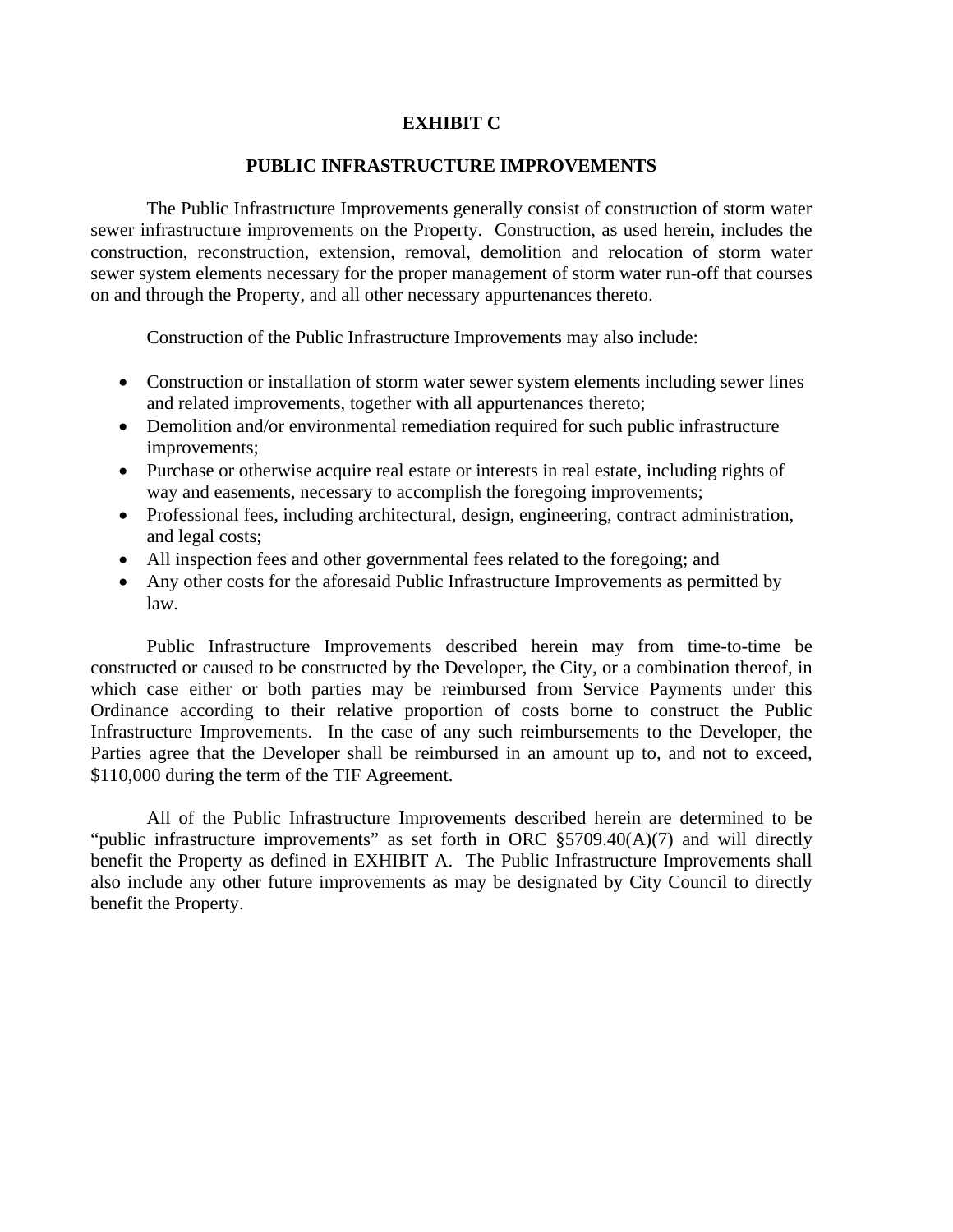# EXHIBIT C

## PUBLIC INFRASTRUCTURE IMPROVEMENTS

The Public Infrastructure Improvements generally consist of construction of storm water sewer infrastructure improvements on the Property. Construction, as used herein, includes the construction, reconstruction, extension, removal, demolition and relocation of storm water sewer system elements necessary for the proper management of storm water run-off that courses on and through the Property, and all other necessary appurtenances thereto.

Construction of the Public Infrastructure Improvements may also include:

- Construction or installation of storm water sewer system elements including sewer lines and related improvements, together with all appurtenances thereto;
- Demolition and/or environmental remediation required for such public infrastructure improvements;
- Purchase or otherwise acquire real estate or interests in real estate, including rights of way and easements, necessary to accomplish the foregoing improvements;
- Professional fees, including architectural, design, engineering, contract administration, and legal costs;
- All inspection fees and other governmental fees related to the foregoing; and
- Any other costs for the aforesaid Public Infrastructure Improvements as permitted by law.

Public Infrastructure Improvements described herein may from time-to-time be constructed or caused to be constructed by the Developer, the City, or a combination thereof, in which case either or both parties may be reimbursed from Service Payments under this Ordinance according to their relative proportion of costs borne to construct the Public Infrastructure Improvements. In the case of any such reimbursements to the Developer, the Parties agree that the Developer shall be reimbursed in an amount up to, and not to exceed, $110,000 during the term of the TIF Agreement.

All of the Public Infrastructure Improvements described herein are determined to be “public infrastructure improvements” as set forth in ORC §5709.40(A)(7) and will directly benefit the Property as defined in EXHIBIT A. The Public Infrastructure Improvements shall also include any other future improvements as may be designated by City Council to directly benefit the Property.